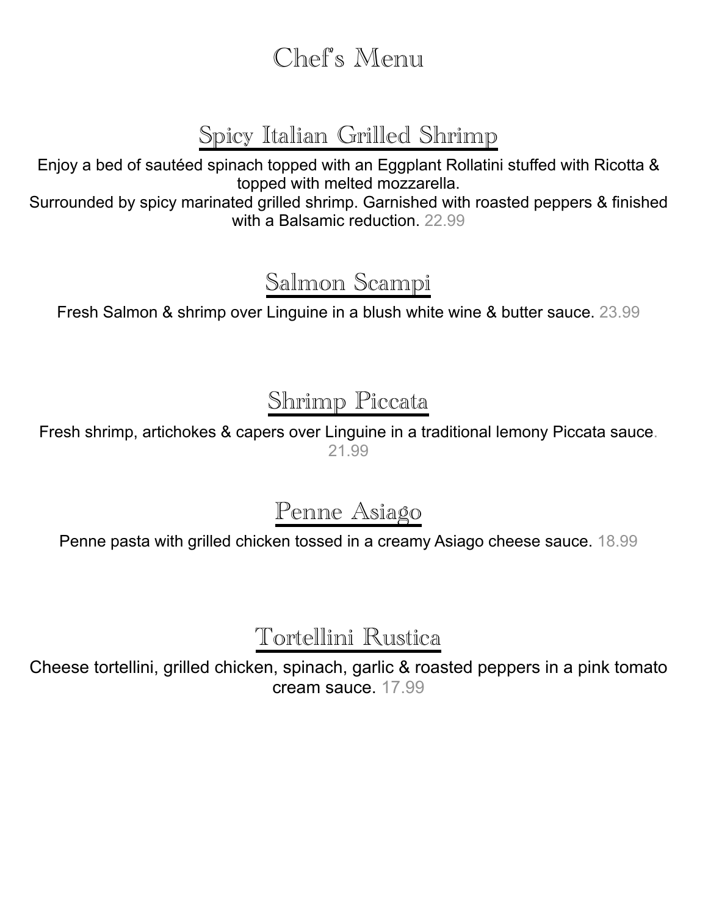# Chef's Menu

## Spicy Italian Grilled Shrimp

Enjoy a bed of sautéed spinach topped with an Eggplant Rollatini stuffed with Ricotta & topped with melted mozzarella.
Surrounded by spicy marinated grilled shrimp. Garnished with roasted peppers & finished with a Balsamic reduction. 22.99

## Salmon Scampi

Fresh Salmon & shrimp over Linguine in a blush white wine & butter sauce. 23.99

## Shrimp Piccata

Fresh shrimp, artichokes & capers over Linguine in a traditional lemony Piccata sauce. 21.99

## Penne Asiago

Penne pasta with grilled chicken tossed in a creamy Asiago cheese sauce. 18.99

## Tortellini Rustica

Cheese tortellini, grilled chicken, spinach, garlic & roasted peppers in a pink tomato cream sauce. 17.99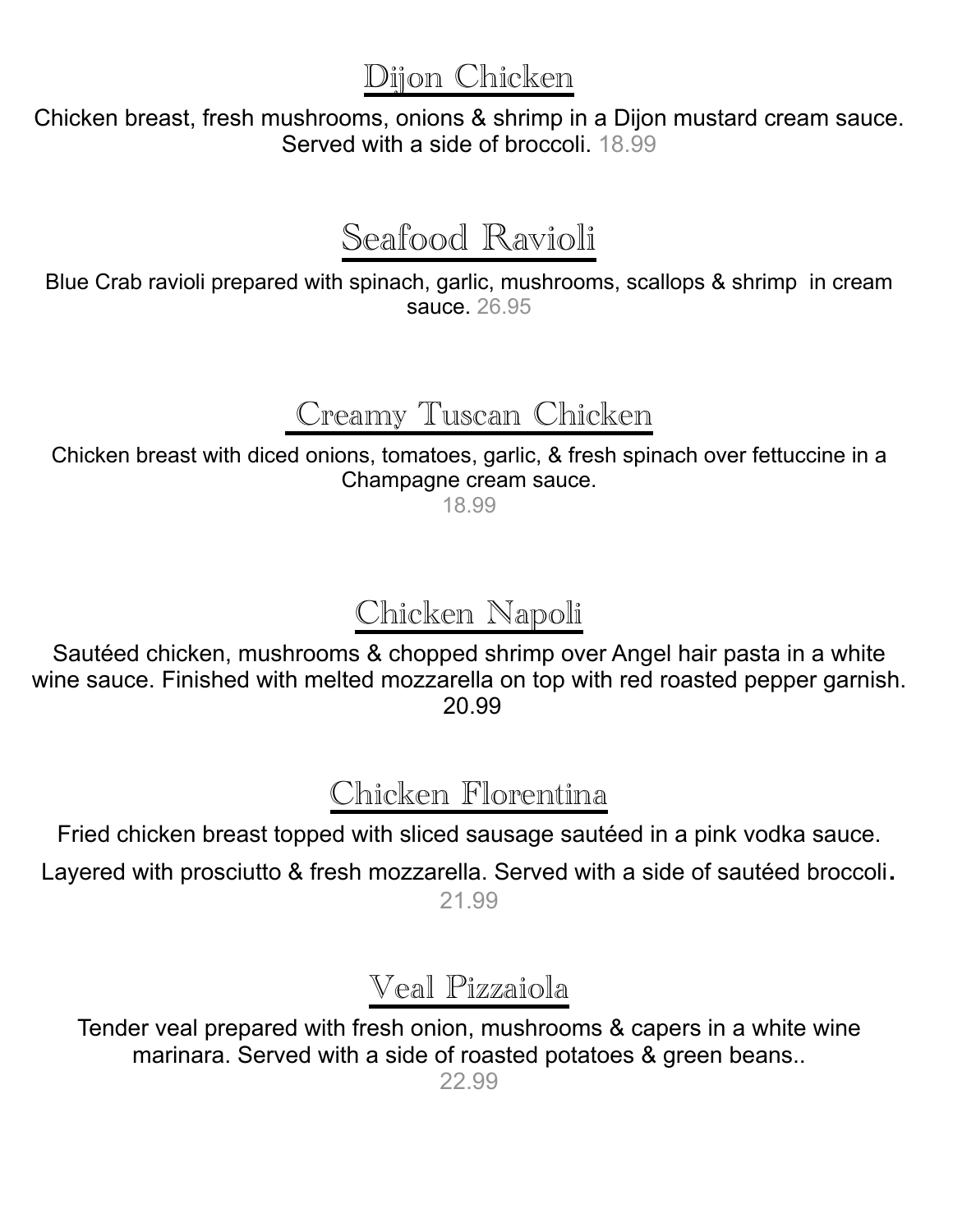## Dijon Chicken

Chicken breast, fresh mushrooms, onions & shrimp in a Dijon mustard cream sauce. Served with a side of broccoli. 18.99

## Seafood Ravioli

Blue Crab ravioli prepared with spinach, garlic, mushrooms, scallops & shrimp in cream sauce. 26.95

## Creamy Tuscan Chicken

Chicken breast with diced onions, tomatoes, garlic, & fresh spinach over fettuccine in a Champagne cream sauce.
18.99

## Chicken Napoli

Sautéed chicken, mushrooms & chopped shrimp over Angel hair pasta in a white wine sauce. Finished with melted mozzarella on top with red roasted pepper garnish.
20.99

## Chicken Florentina

Fried chicken breast topped with sliced sausage sautéed in a pink vodka sauce.

Layered with prosciutto & fresh mozzarella. Served with a side of sautéed broccoli.
21.99

## Veal Pizzaiola

Tender veal prepared with fresh onion, mushrooms & capers in a white wine marinara. Served with a side of roasted potatoes & green beans..
22.99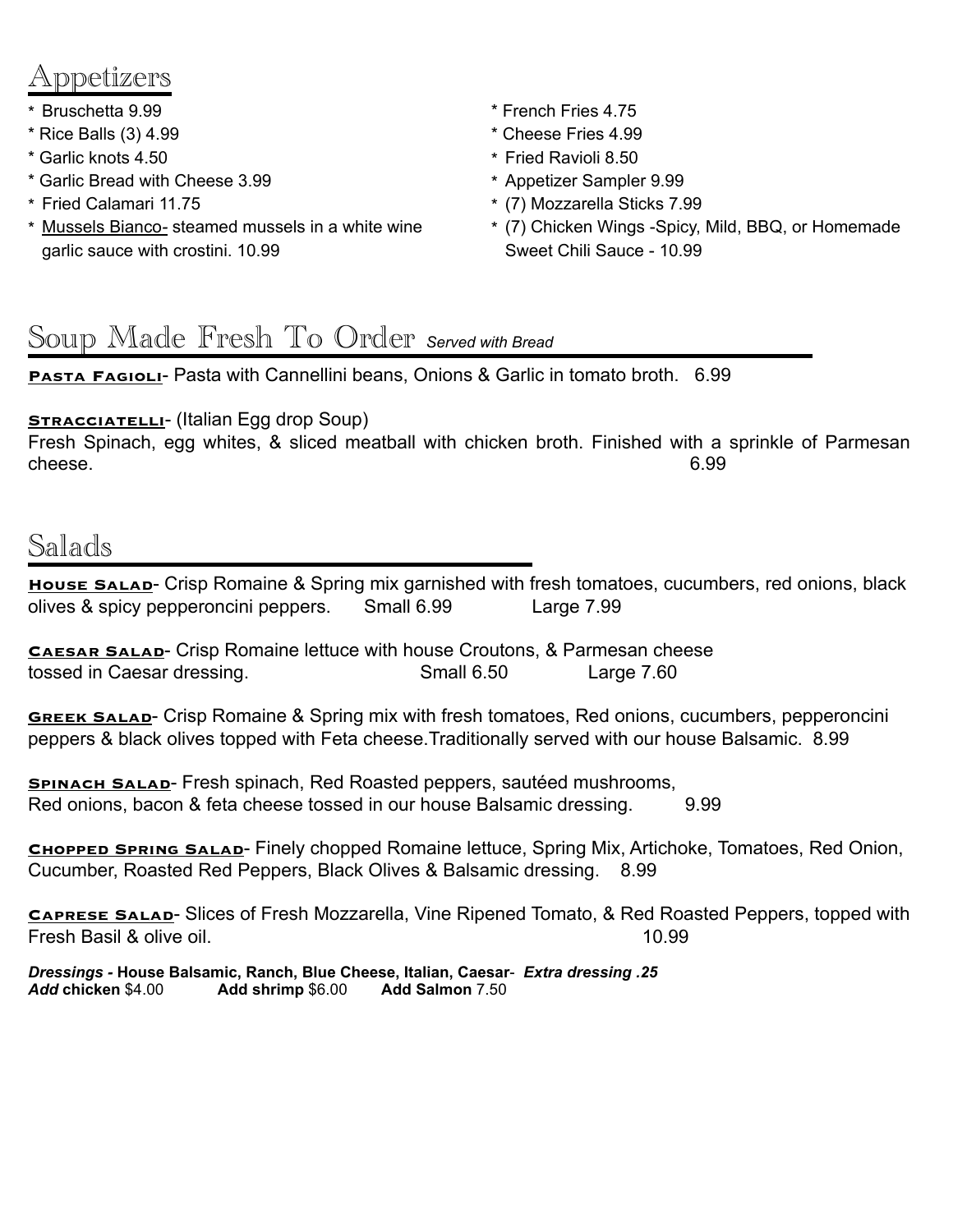## Appetizers

- * Bruschetta 9.99
- * Rice Balls (3) 4.99
- * Garlic knots 4.50
- * Garlic Bread with Cheese 3.99
- * Fried Calamari 11.75
- * Mussels Bianco- steamed mussels in a white wine garlic sauce with crostini. 10.99
- * French Fries 4.75
- * Cheese Fries 4.99
- * Fried Ravioli 8.50
- * Appetizer Sampler 9.99
- * (7) Mozzarella Sticks 7.99
- * (7) Chicken Wings -Spicy, Mild, BBQ, or Homemade Sweet Chili Sauce - 10.99

## Soup Made Fresh To Order *Served with Bread*

**Pasta Fagioli**- Pasta with Cannellini beans, Onions & Garlic in tomato broth. 6.99

**Stracciatelli**- (Italian Egg drop Soup)
Fresh Spinach, egg whites, & sliced meatball with chicken broth. Finished with a sprinkle of Parmesan cheese. 6.99

## Salads

**House Salad**- Crisp Romaine & Spring mix garnished with fresh tomatoes, cucumbers, red onions, black olives & spicy pepperoncini peppers. Small 6.99 Large 7.99

**Caesar Salad**- Crisp Romaine lettuce with house Croutons, & Parmesan cheese tossed in Caesar dressing. Small 6.50 Large 7.60

**Greek Salad**- Crisp Romaine & Spring mix with fresh tomatoes, Red onions, cucumbers, pepperoncini peppers & black olives topped with Feta cheese.Traditionally served with our house Balsamic. 8.99

**Spinach Salad**- Fresh spinach, Red Roasted peppers, sautéed mushrooms, Red onions, bacon & feta cheese tossed in our house Balsamic dressing. 9.99

**Chopped Spring Salad**- Finely chopped Romaine lettuce, Spring Mix, Artichoke, Tomatoes, Red Onion, Cucumber, Roasted Red Peppers, Black Olives & Balsamic dressing. 8.99

**Caprese Salad**- Slices of Fresh Mozzarella, Vine Ripened Tomato, & Red Roasted Peppers, topped with Fresh Basil & olive oil. 10.99

***Dressings -* House Balsamic, Ranch, Blue Cheese, Italian, Caesar**- ***Extra dressing .25***
***Add* chicken** $4.00 **Add shrimp** $6.00 **Add Salmon** 7.50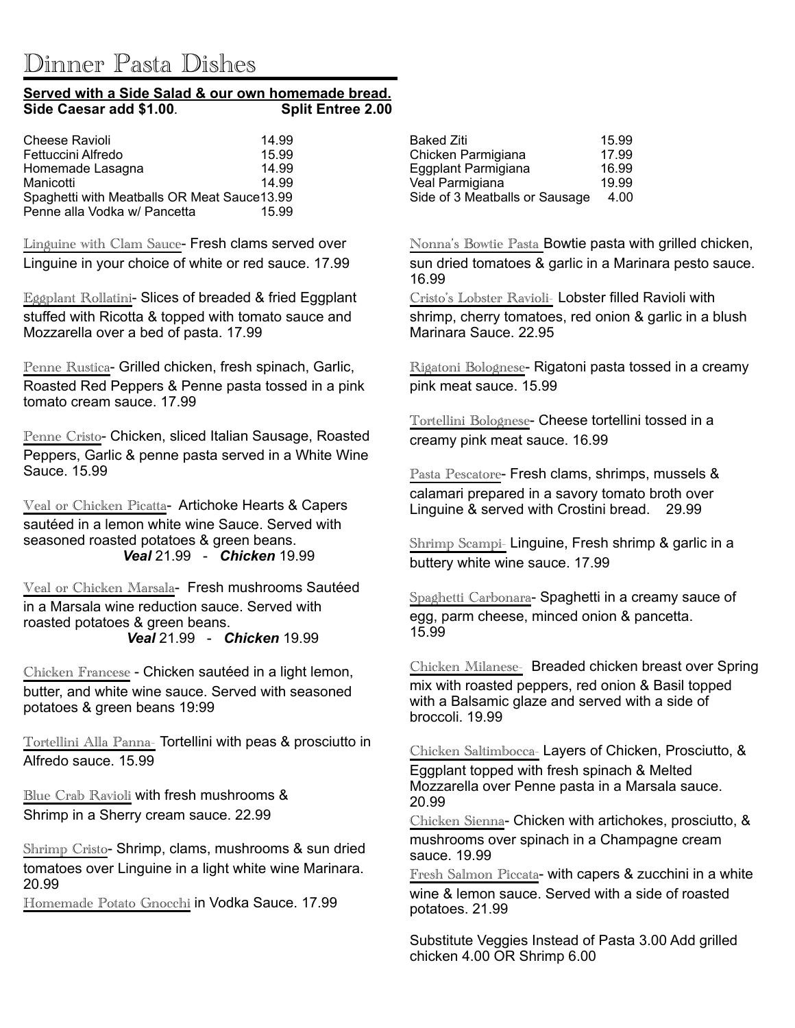# Dinner Pasta Dishes

**Served with a Side Salad & our own homemade bread.**
**Side Caesar add $1.00**. **Split Entree 2.00**

| Item | Price |
| --- | --- |
| Cheese Ravioli | 14.99 |
| Fettuccini Alfredo | 15.99 |
| Homemade Lasagna | 14.99 |
| Manicotti | 14.99 |
| Spaghetti with Meatballs OR Meat Sauce | 13.99 |
| Penne alla Vodka w/ Pancetta | 15.99 |
| Baked Ziti | 15.99 |
| Chicken Parmigiana | 17.99 |
| Eggplant Parmigiana | 16.99 |
| Veal Parmigiana | 19.99 |
| Side of 3 Meatballs or Sausage | 4.00 |

Linguine with Clam Sauce- Fresh clams served over Linguine in your choice of white or red sauce. 17.99

Eggplant Rollatini- Slices of breaded & fried Eggplant stuffed with Ricotta & topped with tomato sauce and Mozzarella over a bed of pasta. 17.99

Penne Rustica- Grilled chicken, fresh spinach, Garlic, Roasted Red Peppers & Penne pasta tossed in a pink tomato cream sauce. 17.99

Penne Cristo- Chicken, sliced Italian Sausage, Roasted Peppers, Garlic & penne pasta served in a White Wine Sauce. 15.99

Veal or Chicken Picatta- Artichoke Hearts & Capers sautéed in a lemon white wine Sauce. Served with seasoned roasted potatoes & green beans.
***Veal*** 21.99 - ***Chicken*** 19.99

Veal or Chicken Marsala- Fresh mushrooms Sautéed in a Marsala wine reduction sauce. Served with roasted potatoes & green beans.
***Veal*** 21.99 - ***Chicken*** 19.99

Chicken Francese - Chicken sautéed in a light lemon, butter, and white wine sauce. Served with seasoned potatoes & green beans 19:99

Tortellini Alla Panna- Tortellini with peas & prosciutto in Alfredo sauce. 15.99

Blue Crab Ravioli with fresh mushrooms & Shrimp in a Sherry cream sauce. 22.99

Shrimp Cristo- Shrimp, clams, mushrooms & sun dried tomatoes over Linguine in a light white wine Marinara. 20.99

Homemade Potato Gnocchi in Vodka Sauce. 17.99

Nonna's Bowtie Pasta Bowtie pasta with grilled chicken, sun dried tomatoes & garlic in a Marinara pesto sauce. 16.99

Cristo's Lobster Ravioli- Lobster filled Ravioli with shrimp, cherry tomatoes, red onion & garlic in a blush Marinara Sauce. 22.95

Rigatoni Bolognese- Rigatoni pasta tossed in a creamy pink meat sauce. 15.99

Tortellini Bolognese- Cheese tortellini tossed in a creamy pink meat sauce. 16.99

Pasta Pescatore- Fresh clams, shrimps, mussels & calamari prepared in a savory tomato broth over Linguine & served with Crostini bread. 29.99

Shrimp Scampi- Linguine, Fresh shrimp & garlic in a buttery white wine sauce. 17.99

Spaghetti Carbonara- Spaghetti in a creamy sauce of egg, parm cheese, minced onion & pancetta. 15.99

Chicken Milanese- Breaded chicken breast over Spring mix with roasted peppers, red onion & Basil topped with a Balsamic glaze and served with a side of broccoli. 19.99

Chicken Saltimbocca- Layers of Chicken, Prosciutto, & Eggplant topped with fresh spinach & Melted Mozzarella over Penne pasta in a Marsala sauce. 20.99

Chicken Sienna- Chicken with artichokes, prosciutto, & mushrooms over spinach in a Champagne cream sauce. 19.99

Fresh Salmon Piccata- with capers & zucchini in a white wine & lemon sauce. Served with a side of roasted potatoes. 21.99

Substitute Veggies Instead of Pasta 3.00 Add grilled chicken 4.00 OR Shrimp 6.00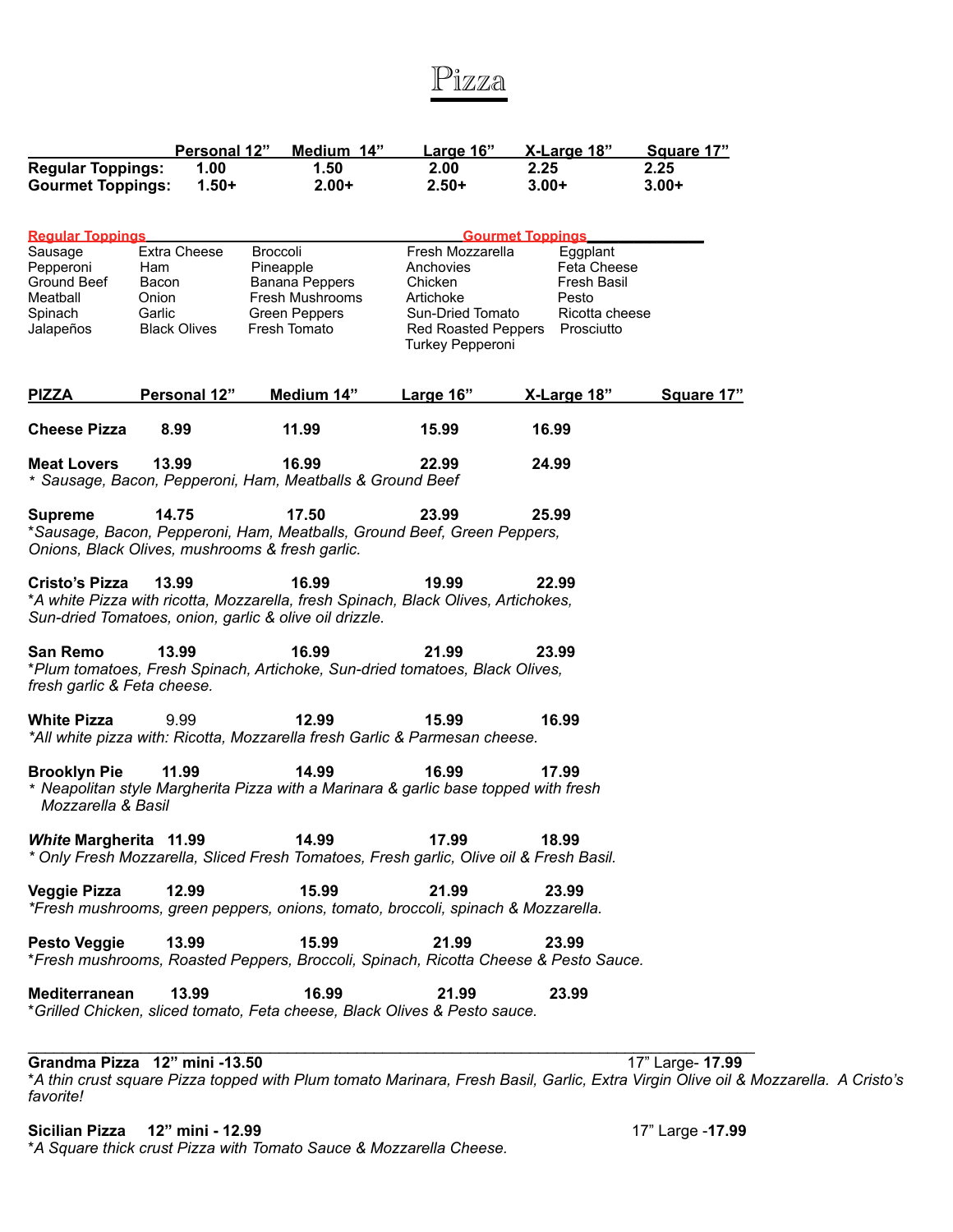# Pizza

| | Personal 12" | Medium 14" | Large 16" | X-Large 18" | Square 17" |
|---|---|---|---|---|---|
| **Regular Toppings:** | 1.00 | 1.50 | 2.00 | 2.25 | 2.25 |
| **Gourmet Toppings:** | 1.50+ | 2.00+ | 2.50+ | 3.00+ | 3.00+ |

**Regular Toppings**

| | | |
|---|---|---|
| Sausage | Extra Cheese | Broccoli |
| Pepperoni | Ham | Pineapple |
| Ground Beef | Bacon | Banana Peppers |
| Meatball | Onion | Fresh Mushrooms |
| Spinach | Garlic | Green Peppers |
| Jalapeños | Black Olives | Fresh Tomato |

**Gourmet Toppings**

| | |
|---|---|
| Fresh Mozzarella | Eggplant |
| Anchovies | Feta Cheese |
| Chicken | Fresh Basil |
| Artichoke | Pesto |
| Sun-Dried Tomato | Ricotta cheese |
| Red Roasted Peppers | Prosciutto |
| Turkey Pepperoni | |

| PIZZA | Personal 12" | Medium 14" | Large 16" | X-Large 18" | Square 17" |
|---|---|---|---|---|---|
| **Cheese Pizza** | 8.99 | 11.99 | 15.99 | 16.99 | |
| **Meat Lovers** | 13.99 | 16.99 | 22.99 | 24.99 | |
| **Supreme** | 14.75 | 17.50 | 23.99 | 25.99 | |
| **Cristo's Pizza** | 13.99 | 16.99 | 19.99 | 22.99 | |
| **San Remo** | 13.99 | 16.99 | 21.99 | 23.99 | |
| **White Pizza** | 9.99 | 12.99 | 15.99 | 16.99 | |
| **Brooklyn Pie** | 11.99 | 14.99 | 16.99 | 17.99 | |
| ***White* Margherita** | 11.99 | 14.99 | 17.99 | 18.99 | |
| **Veggie Pizza** | 12.99 | 15.99 | 21.99 | 23.99 | |
| **Pesto Veggie** | 13.99 | 15.99 | 21.99 | 23.99 | |
| **Mediterranean** | 13.99 | 16.99 | 21.99 | 23.99 | |

**Meat Lovers** – * *Sausage, Bacon, Pepperoni, Ham, Meatballs & Ground Beef*

**Supreme** – **Sausage, Bacon, Pepperoni, Ham, Meatballs, Ground Beef, Green Peppers, Onions, Black Olives, mushrooms & fresh garlic.*

**Cristo's Pizza** – **A white Pizza with ricotta, Mozzarella, fresh Spinach, Black Olives, Artichokes, Sun-dried Tomatoes, onion, garlic & olive oil drizzle.*

**San Remo** – **Plum tomatoes, Fresh Spinach, Artichoke, Sun-dried tomatoes, Black Olives, fresh garlic & Feta cheese.*

**White Pizza** – **All white pizza with: Ricotta, Mozzarella fresh Garlic & Parmesan cheese.*

**Brooklyn Pie** – * *Neapolitan style Margherita Pizza with a Marinara & garlic base topped with fresh Mozzarella & Basil*

***White* Margherita** – * *Only Fresh Mozzarella, Sliced Fresh Tomatoes, Fresh garlic, Olive oil & Fresh Basil.*

**Veggie Pizza** – **Fresh mushrooms, green peppers, onions, tomato, broccoli, spinach & Mozzarella.*

**Pesto Veggie** – **Fresh mushrooms, Roasted Peppers, Broccoli, Spinach, Ricotta Cheese & Pesto Sauce.*

**Mediterranean** – **Grilled Chicken, sliced tomato, Feta cheese, Black Olives & Pesto sauce.*

---

**Grandma Pizza 12" mini -13.50** — 17" Large- **17.99**

**A thin crust square Pizza topped with Plum tomato Marinara, Fresh Basil, Garlic, Extra Virgin Olive oil & Mozzarella. A Cristo's favorite!*

**Sicilian Pizza 12" mini - 12.99** — 17" Large -**17.99**

**A Square thick crust Pizza with Tomato Sauce & Mozzarella Cheese.*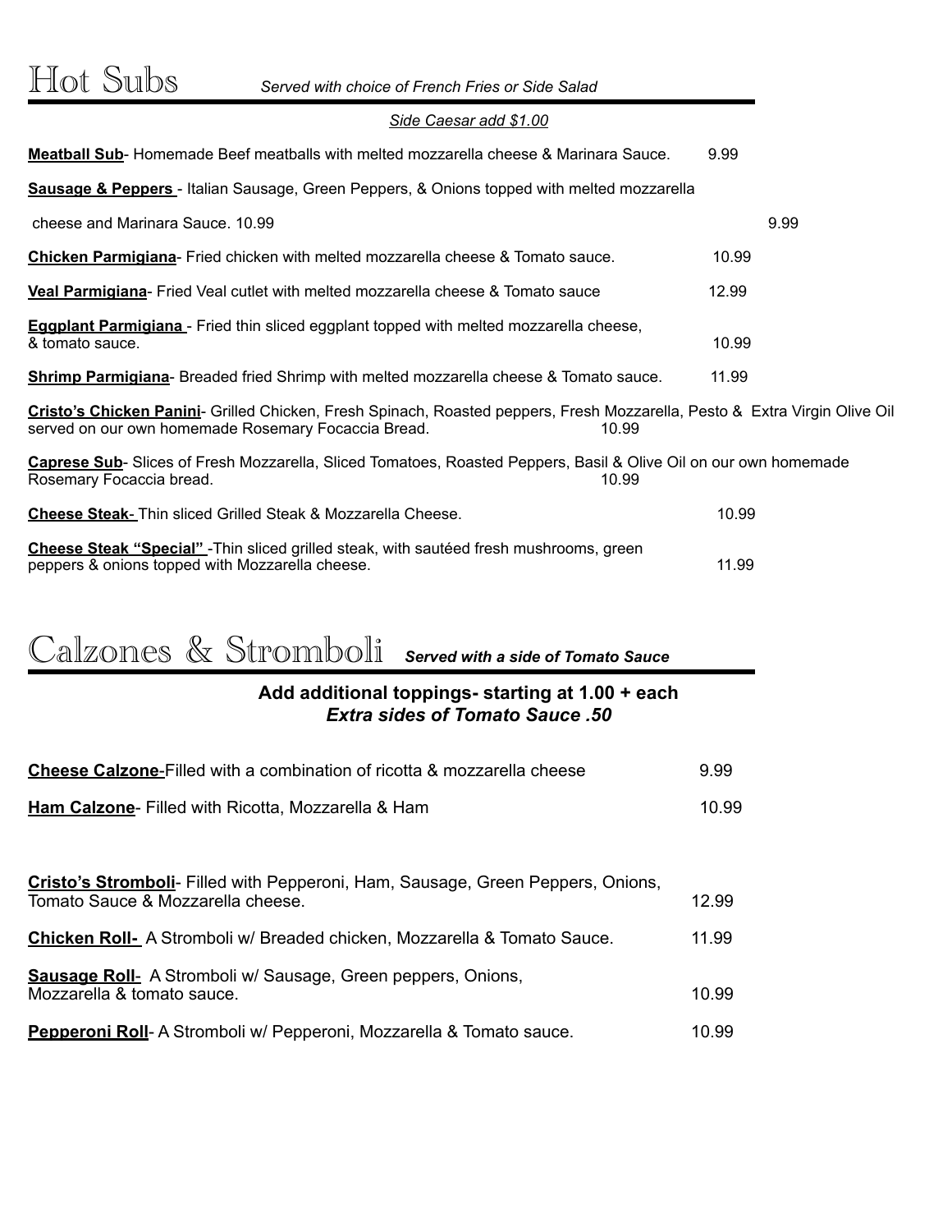# Hot Subs

*Served with choice of French Fries or Side Salad*

*Side Caesar add $1.00*

**Meatball Sub**- Homemade Beef meatballs with melted mozzarella cheese & Marinara Sauce. 9.99

**Sausage & Peppers** - Italian Sausage, Green Peppers, & Onions topped with melted mozzarella cheese and Marinara Sauce. 10.99 9.99

**Chicken Parmigiana**- Fried chicken with melted mozzarella cheese & Tomato sauce. 10.99

**Veal Parmigiana**- Fried Veal cutlet with melted mozzarella cheese & Tomato sauce 12.99

**Eggplant Parmigiana** - Fried thin sliced eggplant topped with melted mozzarella cheese, & tomato sauce. 10.99

**Shrimp Parmigiana**- Breaded fried Shrimp with melted mozzarella cheese & Tomato sauce. 11.99

**Cristo's Chicken Panini**- Grilled Chicken, Fresh Spinach, Roasted peppers, Fresh Mozzarella, Pesto & Extra Virgin Olive Oil served on our own homemade Rosemary Focaccia Bread. 10.99

**Caprese Sub**- Slices of Fresh Mozzarella, Sliced Tomatoes, Roasted Peppers, Basil & Olive Oil on our own homemade Rosemary Focaccia bread. 10.99

**Cheese Steak**- Thin sliced Grilled Steak & Mozzarella Cheese. 10.99

**Cheese Steak "Special"** -Thin sliced grilled steak, with sautéed fresh mushrooms, green peppers & onions topped with Mozzarella cheese. 11.99

# Calzones & Stromboli

***Served with a side of Tomato Sauce***

**Add additional toppings- starting at 1.00 + each**
***Extra sides of Tomato Sauce .50***

**Cheese Calzone**-Filled with a combination of ricotta & mozzarella cheese 9.99

**Ham Calzone**- Filled with Ricotta, Mozzarella & Ham 10.99

**Cristo's Stromboli**- Filled with Pepperoni, Ham, Sausage, Green Peppers, Onions, Tomato Sauce & Mozzarella cheese. 12.99

**Chicken Roll-** A Stromboli w/ Breaded chicken, Mozzarella & Tomato Sauce. 11.99

**Sausage Roll**- A Stromboli w/ Sausage, Green peppers, Onions, Mozzarella & tomato sauce. 10.99

**Pepperoni Roll**- A Stromboli w/ Pepperoni, Mozzarella & Tomato sauce. 10.99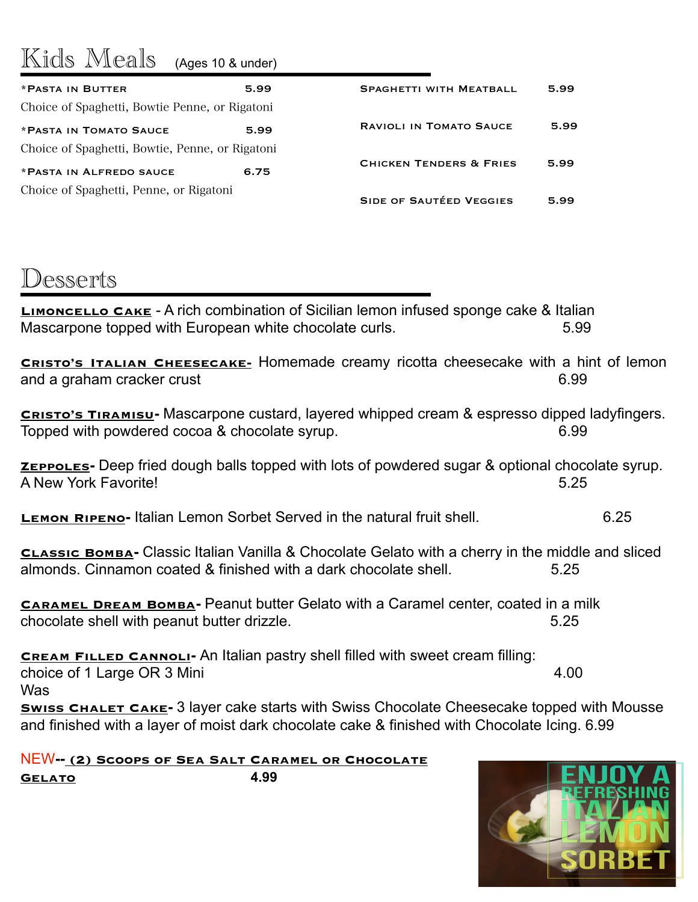# Kids Meals (Ages 10 & under)

*PASTA IN BUTTER 5.99
Choice of Spaghetti, Bowtie Penne, or Rigatoni

*PASTA IN TOMATO SAUCE 5.99
Choice of Spaghetti, Bowtie, Penne, or Rigatoni

*PASTA IN ALFREDO SAUCE 6.75
Choice of Spaghetti, Penne, or Rigatoni

SPAGHETTI WITH MEATBALL 5.99

RAVIOLI IN TOMATO SAUCE 5.99

CHICKEN TENDERS & FRIES 5.99

SIDE OF SAUTÉED VEGGIES 5.99

# Desserts

**LIMONCELLO CAKE** - A rich combination of Sicilian lemon infused sponge cake & Italian Mascarpone topped with European white chocolate curls. 5.99

**CRISTO'S ITALIAN CHEESECAKE**- Homemade creamy ricotta cheesecake with a hint of lemon and a graham cracker crust 6.99

**CRISTO'S TIRAMISU**- Mascarpone custard, layered whipped cream & espresso dipped ladyfingers. Topped with powdered cocoa & chocolate syrup. 6.99

**ZEPPOLES**- Deep fried dough balls topped with lots of powdered sugar & optional chocolate syrup. A New York Favorite! 5.25

**LEMON RIPENO**- Italian Lemon Sorbet Served in the natural fruit shell. 6.25

**CLASSIC BOMBA**- Classic Italian Vanilla & Chocolate Gelato with a cherry in the middle and sliced almonds. Cinnamon coated & finished with a dark chocolate shell. 5.25

**CARAMEL DREAM BOMBA**- Peanut butter Gelato with a Caramel center, coated in a milk chocolate shell with peanut butter drizzle. 5.25

**CREAM FILLED CANNOLI**- An Italian pastry shell filled with sweet cream filling: choice of 1 Large OR 3 Mini 4.00
Was

**SWISS CHALET CAKE**- 3 layer cake starts with Swiss Chocolate Cheesecake topped with Mousse and finished with a layer of moist dark chocolate cake & finished with Chocolate Icing. 6.99

NEW-- **(2) SCOOPS OF SEA SALT CARAMEL OR CHOCOLATE GELATO** **4.99**

ENJOY A REFRESHING ITALIAN LEMON SORBET